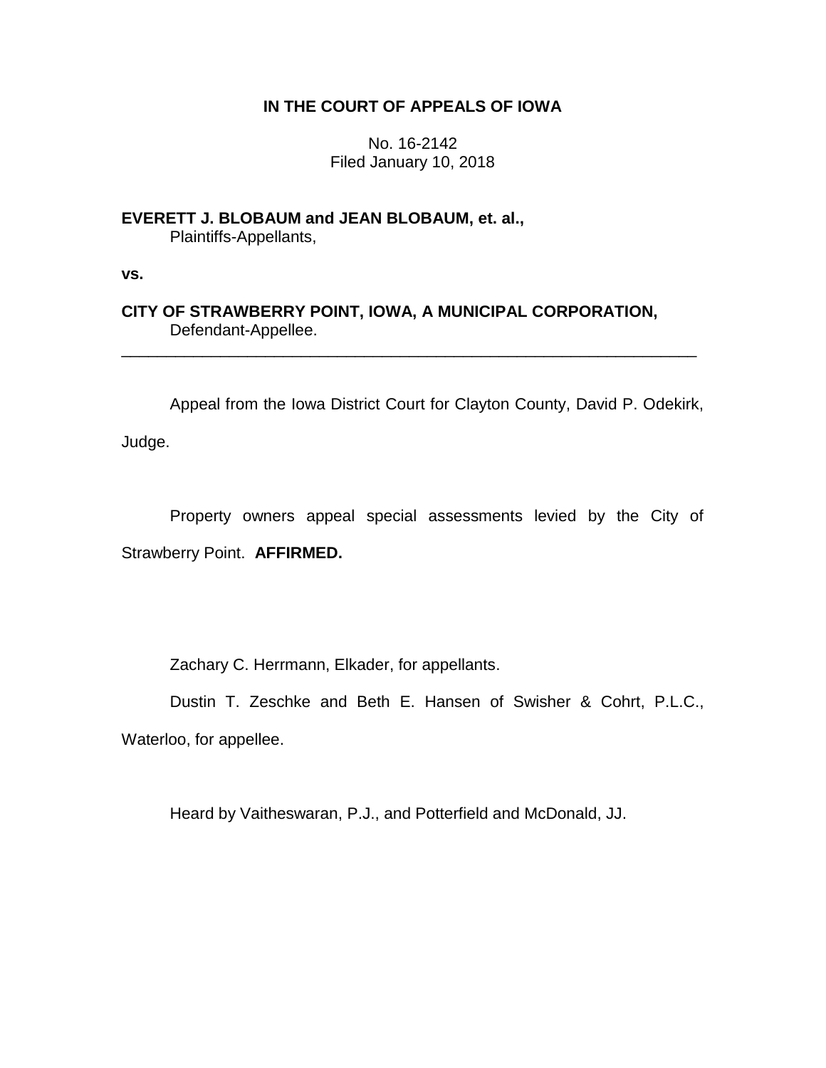**IN THE COURT OF APPEALS OF IOWA**

No. 16-2142
Filed January 10, 2018

**EVERETT J. BLOBAUM and JEAN BLOBAUM, et. al.,**
Plaintiffs-Appellants,

**vs.**

**CITY OF STRAWBERRY POINT, IOWA, A MUNICIPAL CORPORATION,**
Defendant-Appellee.

---

Appeal from the Iowa District Court for Clayton County, David P. Odekirk, Judge.

Property owners appeal special assessments levied by the City of Strawberry Point. **AFFIRMED.**

Zachary C. Herrmann, Elkader, for appellants.

Dustin T. Zeschke and Beth E. Hansen of Swisher & Cohrt, P.L.C., Waterloo, for appellee.

Heard by Vaitheswaran, P.J., and Potterfield and McDonald, JJ.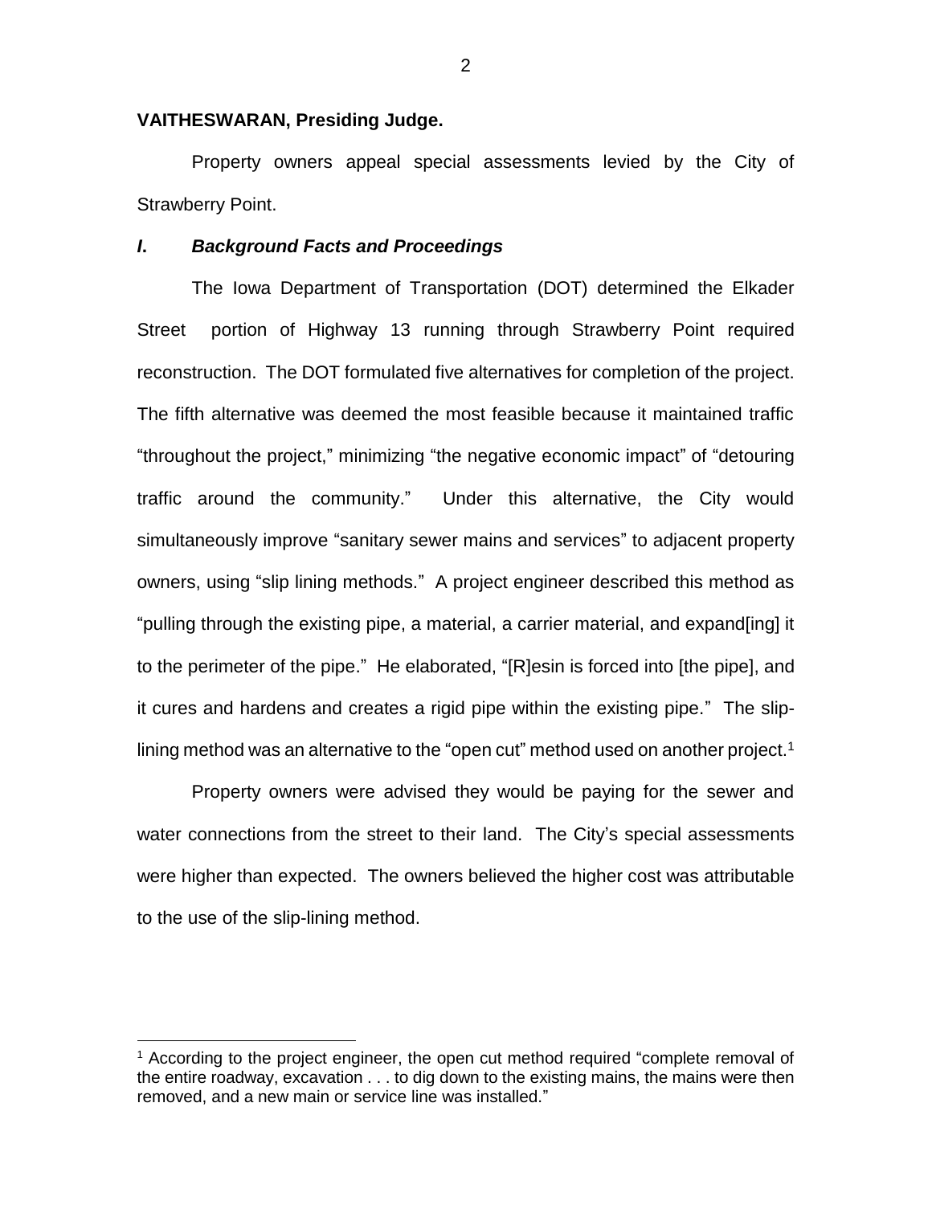**VAITHESWARAN, Presiding Judge.**

Property owners appeal special assessments levied by the City of Strawberry Point.

## *I. Background Facts and Proceedings*

The Iowa Department of Transportation (DOT) determined the Elkader Street portion of Highway 13 running through Strawberry Point required reconstruction. The DOT formulated five alternatives for completion of the project. The fifth alternative was deemed the most feasible because it maintained traffic "throughout the project," minimizing "the negative economic impact" of "detouring traffic around the community." Under this alternative, the City would simultaneously improve "sanitary sewer mains and services" to adjacent property owners, using "slip lining methods." A project engineer described this method as "pulling through the existing pipe, a material, a carrier material, and expand[ing] it to the perimeter of the pipe." He elaborated, "[R]esin is forced into [the pipe], and it cures and hardens and creates a rigid pipe within the existing pipe." The slip-lining method was an alternative to the "open cut" method used on another project.[1]

Property owners were advised they would be paying for the sewer and water connections from the street to their land. The City's special assessments were higher than expected. The owners believed the higher cost was attributable to the use of the slip-lining method.

[1] According to the project engineer, the open cut method required "complete removal of the entire roadway, excavation . . . to dig down to the existing mains, the mains were then removed, and a new main or service line was installed."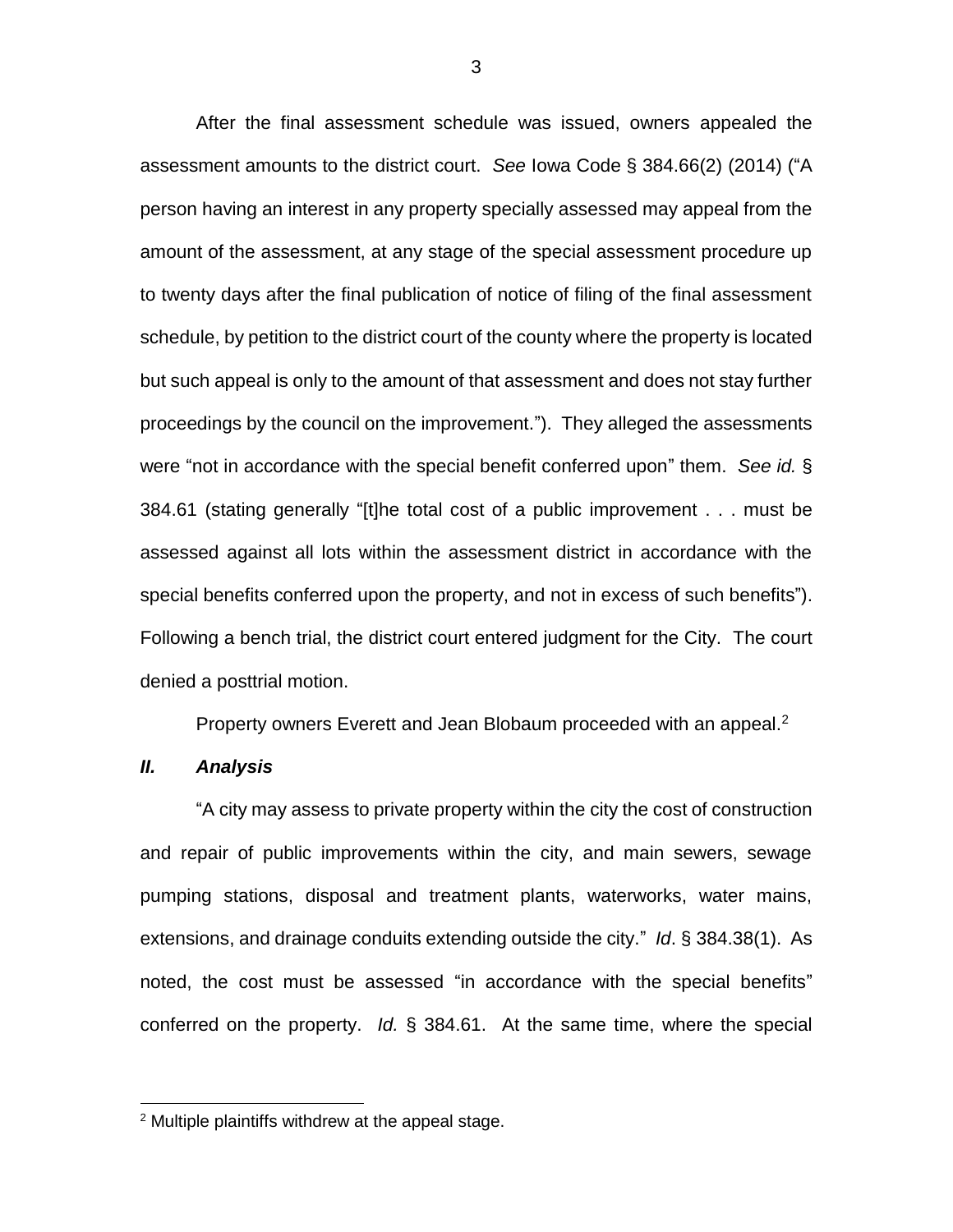After the final assessment schedule was issued, owners appealed the assessment amounts to the district court. *See* Iowa Code § 384.66(2) (2014) ("A person having an interest in any property specially assessed may appeal from the amount of the assessment, at any stage of the special assessment procedure up to twenty days after the final publication of notice of filing of the final assessment schedule, by petition to the district court of the county where the property is located but such appeal is only to the amount of that assessment and does not stay further proceedings by the council on the improvement."). They alleged the assessments were "not in accordance with the special benefit conferred upon" them. *See id.* § 384.61 (stating generally "[t]he total cost of a public improvement . . . must be assessed against all lots within the assessment district in accordance with the special benefits conferred upon the property, and not in excess of such benefits"). Following a bench trial, the district court entered judgment for the City. The court denied a posttrial motion.

Property owners Everett and Jean Blobaum proceeded with an appeal.[2]

### ***II. Analysis***

"A city may assess to private property within the city the cost of construction and repair of public improvements within the city, and main sewers, sewage pumping stations, disposal and treatment plants, waterworks, water mains, extensions, and drainage conduits extending outside the city." *Id*. § 384.38(1). As noted, the cost must be assessed "in accordance with the special benefits" conferred on the property. *Id.* § 384.61. At the same time, where the special

---

[2] Multiple plaintiffs withdrew at the appeal stage.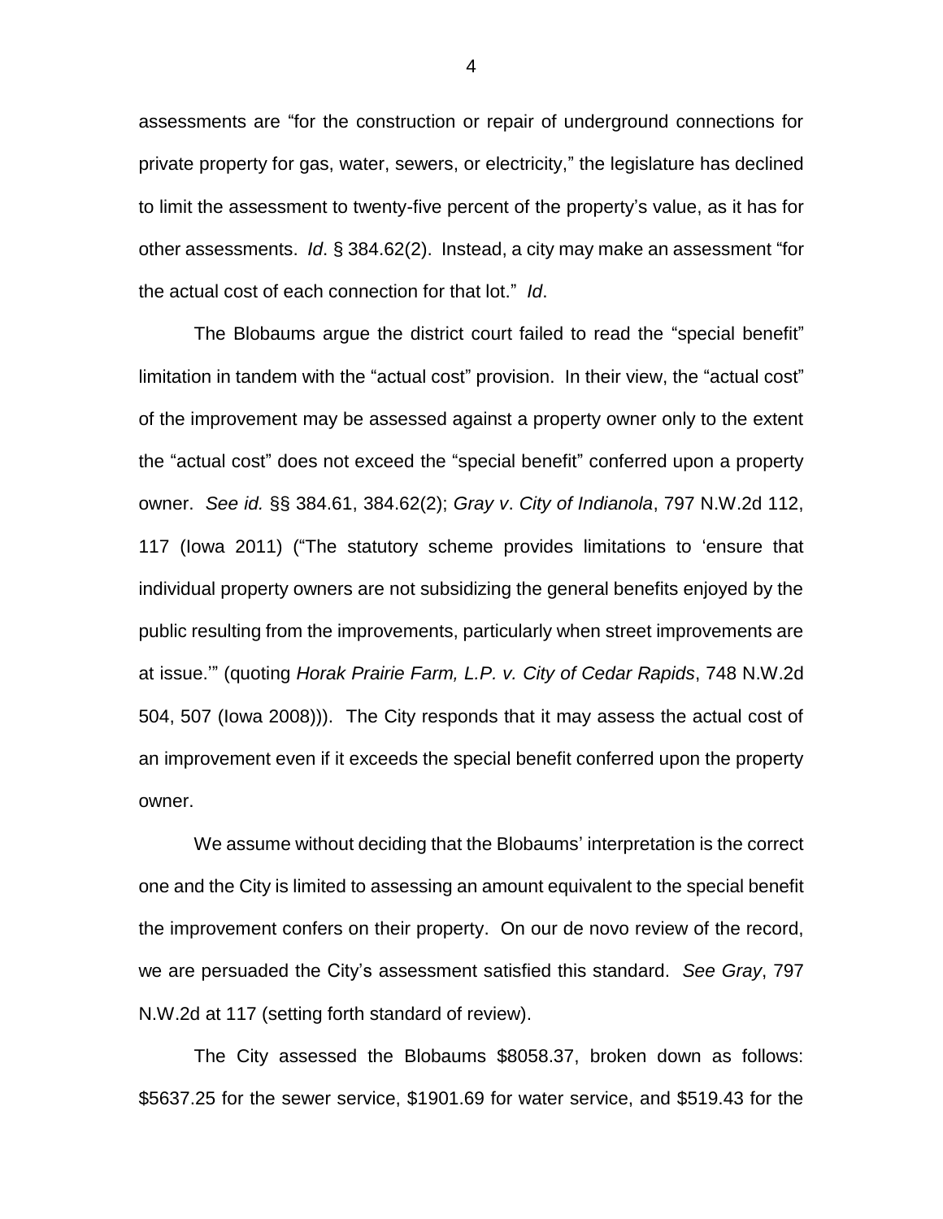assessments are "for the construction or repair of underground connections for private property for gas, water, sewers, or electricity," the legislature has declined to limit the assessment to twenty-five percent of the property's value, as it has for other assessments. *Id*. § 384.62(2). Instead, a city may make an assessment "for the actual cost of each connection for that lot." *Id*.

The Blobaums argue the district court failed to read the "special benefit" limitation in tandem with the "actual cost" provision. In their view, the "actual cost" of the improvement may be assessed against a property owner only to the extent the "actual cost" does not exceed the "special benefit" conferred upon a property owner. *See id.* §§ 384.61, 384.62(2); *Gray v. City of Indianola*, 797 N.W.2d 112, 117 (Iowa 2011) ("The statutory scheme provides limitations to 'ensure that individual property owners are not subsidizing the general benefits enjoyed by the public resulting from the improvements, particularly when street improvements are at issue.'" (quoting *Horak Prairie Farm, L.P. v. City of Cedar Rapids*, 748 N.W.2d 504, 507 (Iowa 2008))). The City responds that it may assess the actual cost of an improvement even if it exceeds the special benefit conferred upon the property owner.

We assume without deciding that the Blobaums' interpretation is the correct one and the City is limited to assessing an amount equivalent to the special benefit the improvement confers on their property. On our de novo review of the record, we are persuaded the City's assessment satisfied this standard. *See Gray*, 797 N.W.2d at 117 (setting forth standard of review).

The City assessed the Blobaums $8058.37, broken down as follows: $5637.25 for the sewer service, $1901.69 for water service, and $519.43 for the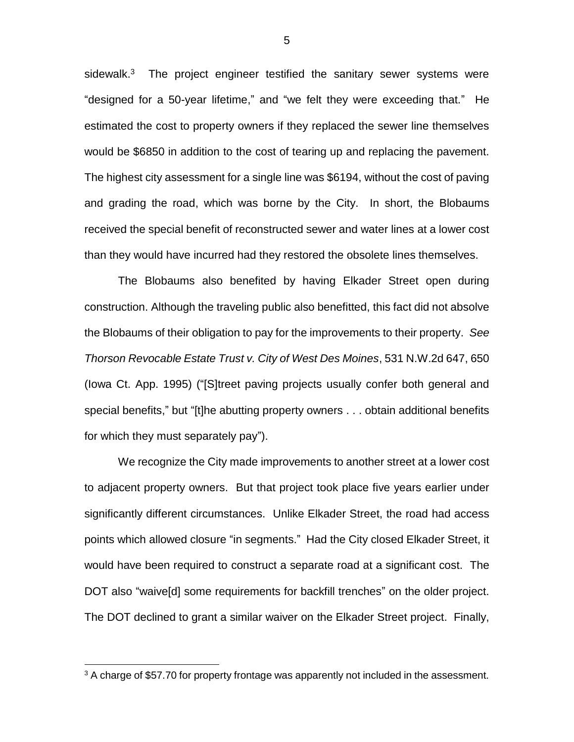sidewalk.[3] The project engineer testified the sanitary sewer systems were "designed for a 50-year lifetime," and "we felt they were exceeding that." He estimated the cost to property owners if they replaced the sewer line themselves would be $6850 in addition to the cost of tearing up and replacing the pavement. The highest city assessment for a single line was $6194, without the cost of paving and grading the road, which was borne by the City. In short, the Blobaums received the special benefit of reconstructed sewer and water lines at a lower cost than they would have incurred had they restored the obsolete lines themselves.

The Blobaums also benefited by having Elkader Street open during construction. Although the traveling public also benefitted, this fact did not absolve the Blobaums of their obligation to pay for the improvements to their property. *See Thorson Revocable Estate Trust v. City of West Des Moines*, 531 N.W.2d 647, 650 (Iowa Ct. App. 1995) ("[S]treet paving projects usually confer both general and special benefits," but "[t]he abutting property owners . . . obtain additional benefits for which they must separately pay").

We recognize the City made improvements to another street at a lower cost to adjacent property owners. But that project took place five years earlier under significantly different circumstances. Unlike Elkader Street, the road had access points which allowed closure "in segments." Had the City closed Elkader Street, it would have been required to construct a separate road at a significant cost. The DOT also "waive[d] some requirements for backfill trenches" on the older project. The DOT declined to grant a similar waiver on the Elkader Street project. Finally,

[3] A charge of $57.70 for property frontage was apparently not included in the assessment.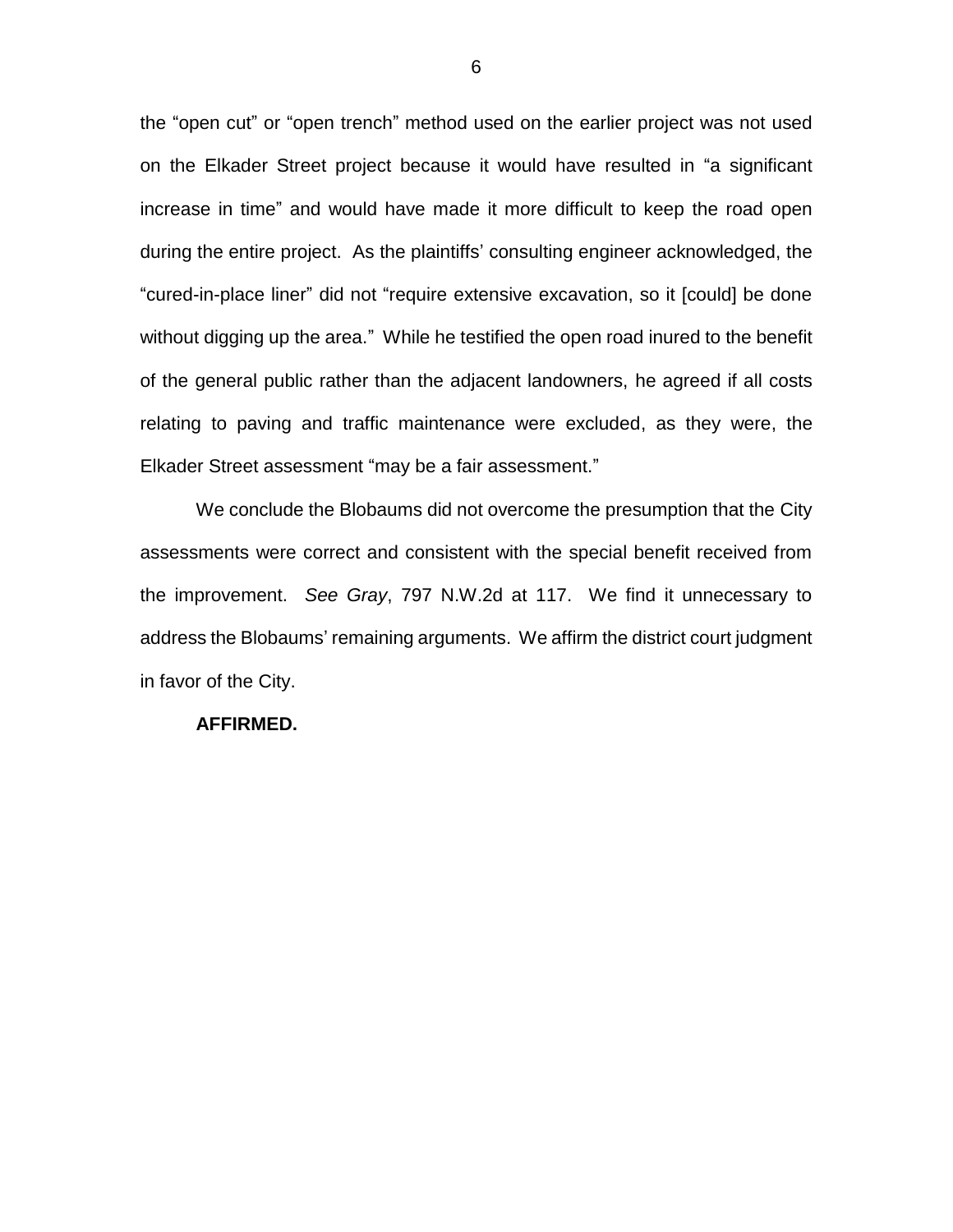the "open cut" or "open trench" method used on the earlier project was not used on the Elkader Street project because it would have resulted in "a significant increase in time" and would have made it more difficult to keep the road open during the entire project. As the plaintiffs' consulting engineer acknowledged, the "cured-in-place liner" did not "require extensive excavation, so it [could] be done without digging up the area." While he testified the open road inured to the benefit of the general public rather than the adjacent landowners, he agreed if all costs relating to paving and traffic maintenance were excluded, as they were, the Elkader Street assessment "may be a fair assessment."

We conclude the Blobaums did not overcome the presumption that the City assessments were correct and consistent with the special benefit received from the improvement. *See Gray*, 797 N.W.2d at 117. We find it unnecessary to address the Blobaums' remaining arguments. We affirm the district court judgment in favor of the City.

**AFFIRMED.**